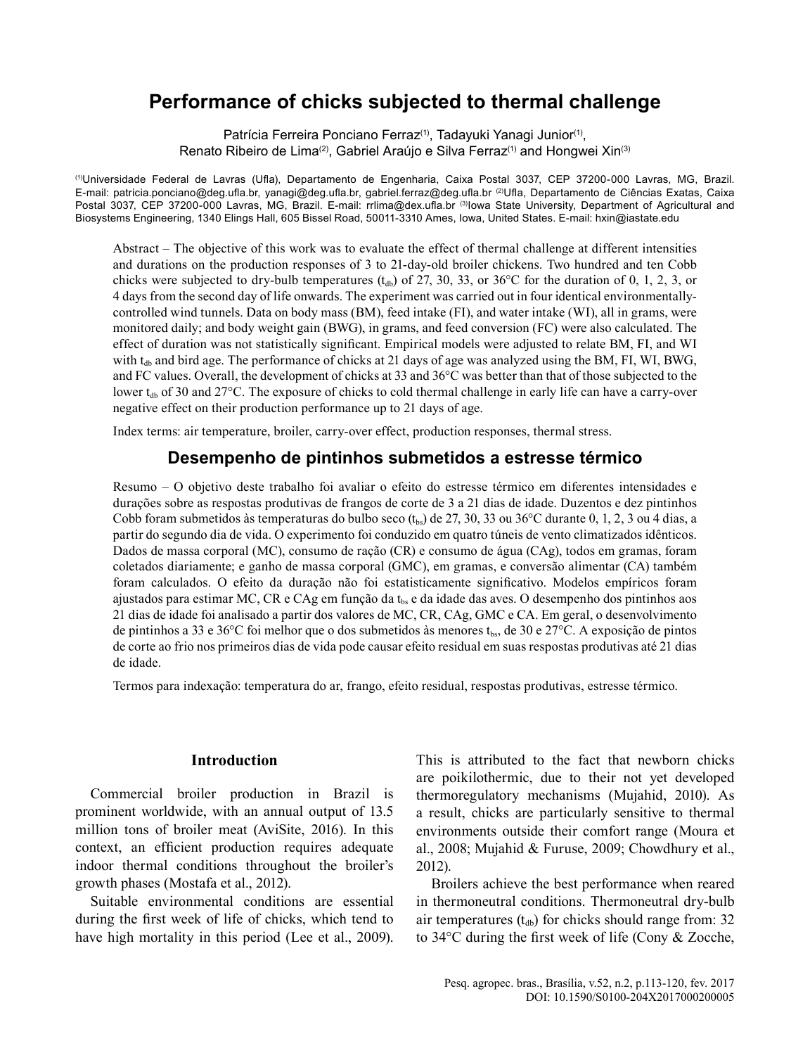# Performance of chicks subjected to thermal challenge

Patrícia Ferreira Ponciano Ferraz[1], Tadayuki Yanagi Junior[1], Renato Ribeiro de Lima[2], Gabriel Araújo e Silva Ferraz[1] and Hongwei Xin[3]

[1]Universidade Federal de Lavras (Ufla), Departamento de Engenharia, Caixa Postal 3037, CEP 37200-000 Lavras, MG, Brazil. E-mail: patricia.ponciano@deg.ufla.br, yanagi@deg.ufla.br, gabriel.ferraz@deg.ufla.br [2]Ufla, Departamento de Ciências Exatas, Caixa Postal 3037, CEP 37200-000 Lavras, MG, Brazil. E-mail: rrlima@dex.ufla.br [3]Iowa State University, Department of Agricultural and Biosystems Engineering, 1340 Elings Hall, 605 Bissel Road, 50011-3310 Ames, Iowa, United States. E-mail: hxin@iastate.edu

Abstract – The objective of this work was to evaluate the effect of thermal challenge at different intensities and durations on the production responses of 3 to 21-day-old broiler chickens. Two hundred and ten Cobb chicks were subjected to dry-bulb temperatures ($t_{db}$) of 27, 30, 33, or 36°C for the duration of 0, 1, 2, 3, or 4 days from the second day of life onwards. The experiment was carried out in four identical environmentally-controlled wind tunnels. Data on body mass (BM), feed intake (FI), and water intake (WI), all in grams, were monitored daily; and body weight gain (BWG), in grams, and feed conversion (FC) were also calculated. The effect of duration was not statistically significant. Empirical models were adjusted to relate BM, FI, and WI with $t_{db}$ and bird age. The performance of chicks at 21 days of age was analyzed using the BM, FI, WI, BWG, and FC values. Overall, the development of chicks at 33 and 36°C was better than that of those subjected to the lower $t_{db}$ of 30 and 27°C. The exposure of chicks to cold thermal challenge in early life can have a carry-over negative effect on their production performance up to 21 days of age.

Index terms: air temperature, broiler, carry-over effect, production responses, thermal stress.

## Desempenho de pintinhos submetidos a estresse térmico

Resumo – O objetivo deste trabalho foi avaliar o efeito do estresse térmico em diferentes intensidades e durações sobre as respostas produtivas de frangos de corte de 3 a 21 dias de idade. Duzentos e dez pintinhos Cobb foram submetidos às temperaturas do bulbo seco ($t_{bs}$) de 27, 30, 33 ou 36°C durante 0, 1, 2, 3 ou 4 dias, a partir do segundo dia de vida. O experimento foi conduzido em quatro túneis de vento climatizados idênticos. Dados de massa corporal (MC), consumo de ração (CR) e consumo de água (CAg), todos em gramas, foram coletados diariamente; e ganho de massa corporal (GMC), em gramas, e conversão alimentar (CA) também foram calculados. O efeito da duração não foi estatisticamente significativo. Modelos empíricos foram ajustados para estimar MC, CR e CAg em função da $t_{bs}$ e da idade das aves. O desempenho dos pintinhos aos 21 dias de idade foi analisado a partir dos valores de MC, CR, CAg, GMC e CA. Em geral, o desenvolvimento de pintinhos a 33 e 36°C foi melhor que o dos submetidos às menores $t_{bs}$, de 30 e 27°C. A exposição de pintos de corte ao frio nos primeiros dias de vida pode causar efeito residual em suas respostas produtivas até 21 dias de idade.

Termos para indexação: temperatura do ar, frango, efeito residual, respostas produtivas, estresse térmico.

## Introduction

Commercial broiler production in Brazil is prominent worldwide, with an annual output of 13.5 million tons of broiler meat (AviSite, 2016). In this context, an efficient production requires adequate indoor thermal conditions throughout the broiler's growth phases (Mostafa et al., 2012).

Suitable environmental conditions are essential during the first week of life of chicks, which tend to have high mortality in this period (Lee et al., 2009). This is attributed to the fact that newborn chicks are poikilothermic, due to their not yet developed thermoregulatory mechanisms (Mujahid, 2010). As a result, chicks are particularly sensitive to thermal environments outside their comfort range (Moura et al., 2008; Mujahid & Furuse, 2009; Chowdhury et al., 2012).

Broilers achieve the best performance when reared in thermoneutral conditions. Thermoneutral dry-bulb air temperatures ($t_{db}$) for chicks should range from: 32 to 34°C during the first week of life (Cony & Zocche,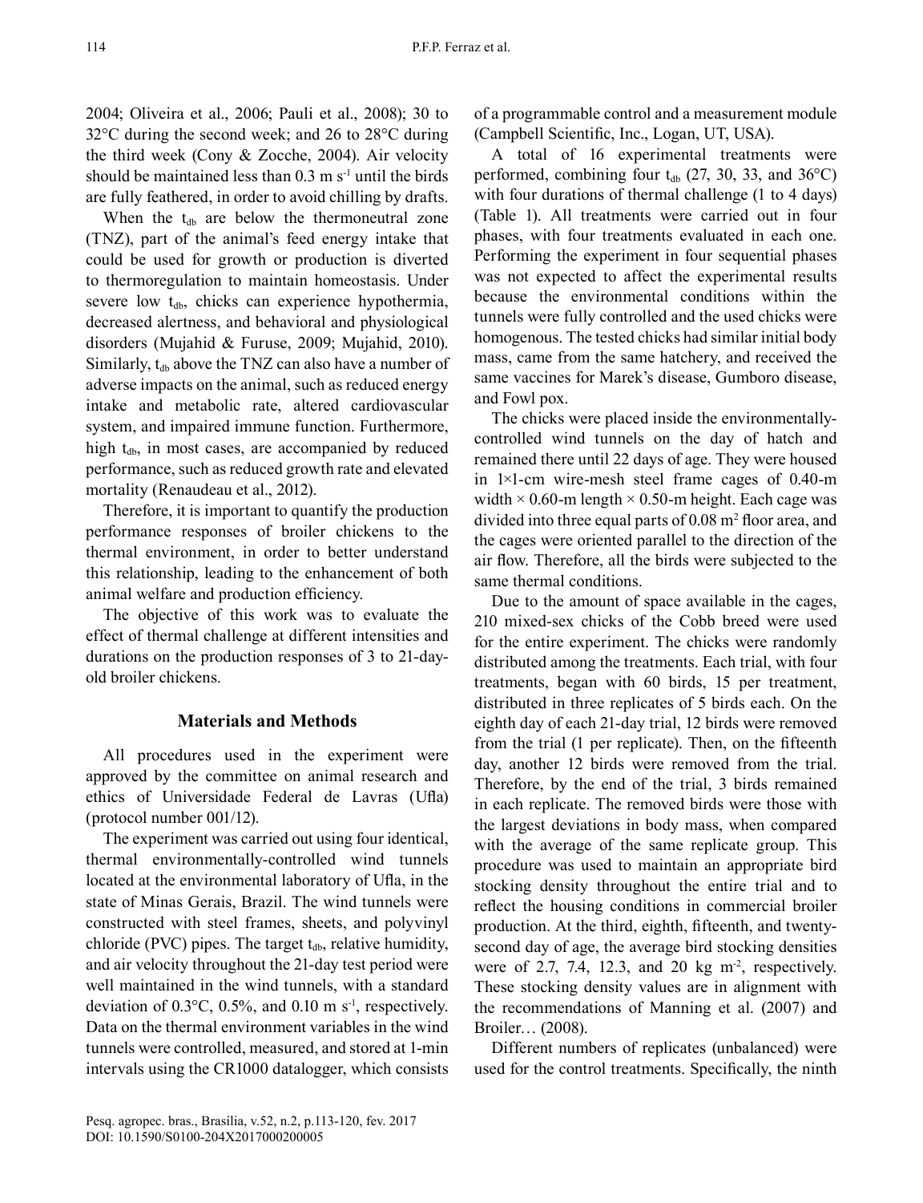2004; Oliveira et al., 2006; Pauli et al., 2008); 30 to 32°C during the second week; and 26 to 28°C during the third week (Cony & Zocche, 2004). Air velocity should be maintained less than 0.3 m $s^{-1}$ until the birds are fully feathered, in order to avoid chilling by drafts.

When the $t_{db}$ are below the thermoneutral zone (TNZ), part of the animal's feed energy intake that could be used for growth or production is diverted to thermoregulation to maintain homeostasis. Under severe low $t_{db}$, chicks can experience hypothermia, decreased alertness, and behavioral and physiological disorders (Mujahid & Furuse, 2009; Mujahid, 2010). Similarly, $t_{db}$ above the TNZ can also have a number of adverse impacts on the animal, such as reduced energy intake and metabolic rate, altered cardiovascular system, and impaired immune function. Furthermore, high $t_{db}$, in most cases, are accompanied by reduced performance, such as reduced growth rate and elevated mortality (Renaudeau et al., 2012).

Therefore, it is important to quantify the production performance responses of broiler chickens to the thermal environment, in order to better understand this relationship, leading to the enhancement of both animal welfare and production efficiency.

The objective of this work was to evaluate the effect of thermal challenge at different intensities and durations on the production responses of 3 to 21-day-old broiler chickens.

## Materials and Methods

All procedures used in the experiment were approved by the committee on animal research and ethics of Universidade Federal de Lavras (Ufla) (protocol number 001/12).

The experiment was carried out using four identical, thermal environmentally-controlled wind tunnels located at the environmental laboratory of Ufla, in the state of Minas Gerais, Brazil. The wind tunnels were constructed with steel frames, sheets, and polyvinyl chloride (PVC) pipes. The target $t_{db}$, relative humidity, and air velocity throughout the 21-day test period were well maintained in the wind tunnels, with a standard deviation of 0.3°C, 0.5%, and 0.10 m $s^{-1}$, respectively. Data on the thermal environment variables in the wind tunnels were controlled, measured, and stored at 1-min intervals using the CR1000 datalogger, which consists of a programmable control and a measurement module (Campbell Scientific, Inc., Logan, UT, USA).

A total of 16 experimental treatments were performed, combining four $t_{db}$ (27, 30, 33, and 36°C) with four durations of thermal challenge (1 to 4 days) (Table 1). All treatments were carried out in four phases, with four treatments evaluated in each one. Performing the experiment in four sequential phases was not expected to affect the experimental results because the environmental conditions within the tunnels were fully controlled and the used chicks were homogenous. The tested chicks had similar initial body mass, came from the same hatchery, and received the same vaccines for Marek's disease, Gumboro disease, and Fowl pox.

The chicks were placed inside the environmentally-controlled wind tunnels on the day of hatch and remained there until 22 days of age. They were housed in 1×1-cm wire-mesh steel frame cages of 0.40-m width × 0.60-m length × 0.50-m height. Each cage was divided into three equal parts of 0.08 $m^2$ floor area, and the cages were oriented parallel to the direction of the air flow. Therefore, all the birds were subjected to the same thermal conditions.

Due to the amount of space available in the cages, 210 mixed-sex chicks of the Cobb breed were used for the entire experiment. The chicks were randomly distributed among the treatments. Each trial, with four treatments, began with 60 birds, 15 per treatment, distributed in three replicates of 5 birds each. On the eighth day of each 21-day trial, 12 birds were removed from the trial (1 per replicate). Then, on the fifteenth day, another 12 birds were removed from the trial. Therefore, by the end of the trial, 3 birds remained in each replicate. The removed birds were those with the largest deviations in body mass, when compared with the average of the same replicate group. This procedure was used to maintain an appropriate bird stocking density throughout the entire trial and to reflect the housing conditions in commercial broiler production. At the third, eighth, fifteenth, and twenty-second day of age, the average bird stocking densities were of 2.7, 7.4, 12.3, and 20 kg $m^{-2}$, respectively. These stocking density values are in alignment with the recommendations of Manning et al. (2007) and Broiler… (2008).

Different numbers of replicates (unbalanced) were used for the control treatments. Specifically, the ninth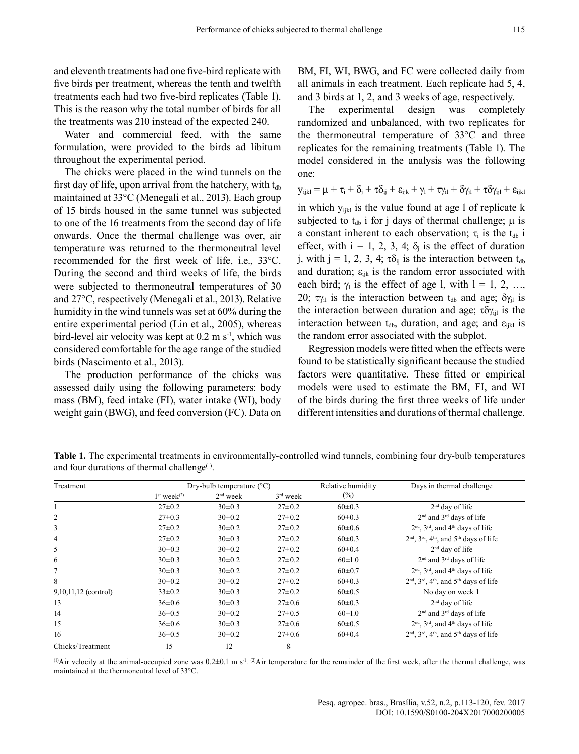and eleventh treatments had one five-bird replicate with five birds per treatment, whereas the tenth and twelfth treatments each had two five-bird replicates (Table 1). This is the reason why the total number of birds for all the treatments was 210 instead of the expected 240.

Water and commercial feed, with the same formulation, were provided to the birds ad libitum throughout the experimental period.

The chicks were placed in the wind tunnels on the first day of life, upon arrival from the hatchery, with $t_{db}$ maintained at 33°C (Menegali et al., 2013). Each group of 15 birds housed in the same tunnel was subjected to one of the 16 treatments from the second day of life onwards. Once the thermal challenge was over, air temperature was returned to the thermoneutral level recommended for the first week of life, i.e., 33°C. During the second and third weeks of life, the birds were subjected to thermoneutral temperatures of 30 and 27°C, respectively (Menegali et al., 2013). Relative humidity in the wind tunnels was set at 60% during the entire experimental period (Lin et al., 2005), whereas bird-level air velocity was kept at 0.2 m $s^{-1}$, which was considered comfortable for the age range of the studied birds (Nascimento et al., 2013).

The production performance of the chicks was assessed daily using the following parameters: body mass (BM), feed intake (FI), water intake (WI), body weight gain (BWG), and feed conversion (FC). Data on BM, FI, WI, BWG, and FC were collected daily from all animals in each treatment. Each replicate had 5, 4, and 3 birds at 1, 2, and 3 weeks of age, respectively.

The experimental design was completely randomized and unbalanced, with two replicates for the thermoneutral temperature of 33°C and three replicates for the remaining treatments (Table 1). The model considered in the analysis was the following one:

$$y_{ijkl} = \mu + \tau_i + \delta_j + \tau\delta_{ij} + \varepsilon_{ijk} + \gamma_l + \tau\gamma_{il} + \delta\gamma_{jl} + \tau\delta\gamma_{ijl} + \varepsilon_{ijkl}$$

in which $y_{ijkl}$ is the value found at age l of replicate k subjected to $t_{db}$ i for j days of thermal challenge; $\mu$ is a constant inherent to each observation; $\tau_i$ is the $t_{db}$ i effect, with i = 1, 2, 3, 4; $\delta_j$ is the effect of duration j, with j = 1, 2, 3, 4; $\tau\delta_{ij}$ is the interaction between $t_{db}$ and duration; $\varepsilon_{ijk}$ is the random error associated with each bird; $\gamma_l$ is the effect of age l, with l = 1, 2, ..., 20; $\tau\gamma_{il}$ is the interaction between $t_{db}$ and age; $\delta\gamma_{jl}$ is the interaction between duration and age; $\tau\delta\gamma_{ijl}$ is the interaction between $t_{db}$, duration, and age; and $\varepsilon_{ijkl}$ is the random error associated with the subplot.

Regression models were fitted when the effects were found to be statistically significant because the studied factors were quantitative. These fitted or empirical models were used to estimate the BM, FI, and WI of the birds during the first three weeks of life under different intensities and durations of thermal challenge.

**Table 1.** The experimental treatments in environmentally-controlled wind tunnels, combining four dry-bulb temperatures and four durations of thermal challenge[1].

| Treatment | Dry-bulb temperature (°C) | | | Relative humidity (%) | Days in thermal challenge |
|---|---|---|---|---|---|
| | 1st week[2] | 2nd week | 3rd week | | |
| 1 | 27±0.2 | 30±0.3 | 27±0.2 | 60±0.3 | 2nd day of life |
| 2 | 27±0.3 | 30±0.2 | 27±0.2 | 60±0.3 | 2nd and 3rd days of life |
| 3 | 27±0.2 | 30±0.2 | 27±0.2 | 60±0.6 | 2nd, 3rd, and 4th days of life |
| 4 | 27±0.2 | 30±0.3 | 27±0.2 | 60±0.3 | 2nd, 3rd, 4th, and 5th days of life |
| 5 | 30±0.3 | 30±0.2 | 27±0.2 | 60±0.4 | 2nd day of life |
| 6 | 30±0.3 | 30±0.2 | 27±0.2 | 60±1.0 | 2nd and 3rd days of life |
| 7 | 30±0.3 | 30±0.2 | 27±0.2 | 60±0.7 | 2nd, 3rd, and 4th days of life |
| 8 | 30±0.2 | 30±0.2 | 27±0.2 | 60±0.3 | 2nd, 3rd, 4th, and 5th days of life |
| 9,10,11,12 (control) | 33±0.2 | 30±0.3 | 27±0.2 | 60±0.5 | No day on week 1 |
| 13 | 36±0.6 | 30±0.3 | 27±0.6 | 60±0.3 | 2nd day of life |
| 14 | 36±0.5 | 30±0.2 | 27±0.5 | 60±1.0 | 2nd and 3rd days of life |
| 15 | 36±0.6 | 30±0.3 | 27±0.6 | 60±0.5 | 2nd, 3rd, and 4th days of life |
| 16 | 36±0.5 | 30±0.2 | 27±0.6 | 60±0.4 | 2nd, 3rd, 4th, and 5th days of life |
| Chicks/Treatment | 15 | 12 | 8 | | |

[1]Air velocity at the animal-occupied zone was 0.2±0.1 m $s^{-1}$. [2]Air temperature for the remainder of the first week, after the thermal challenge, was maintained at the thermoneutral level of 33°C.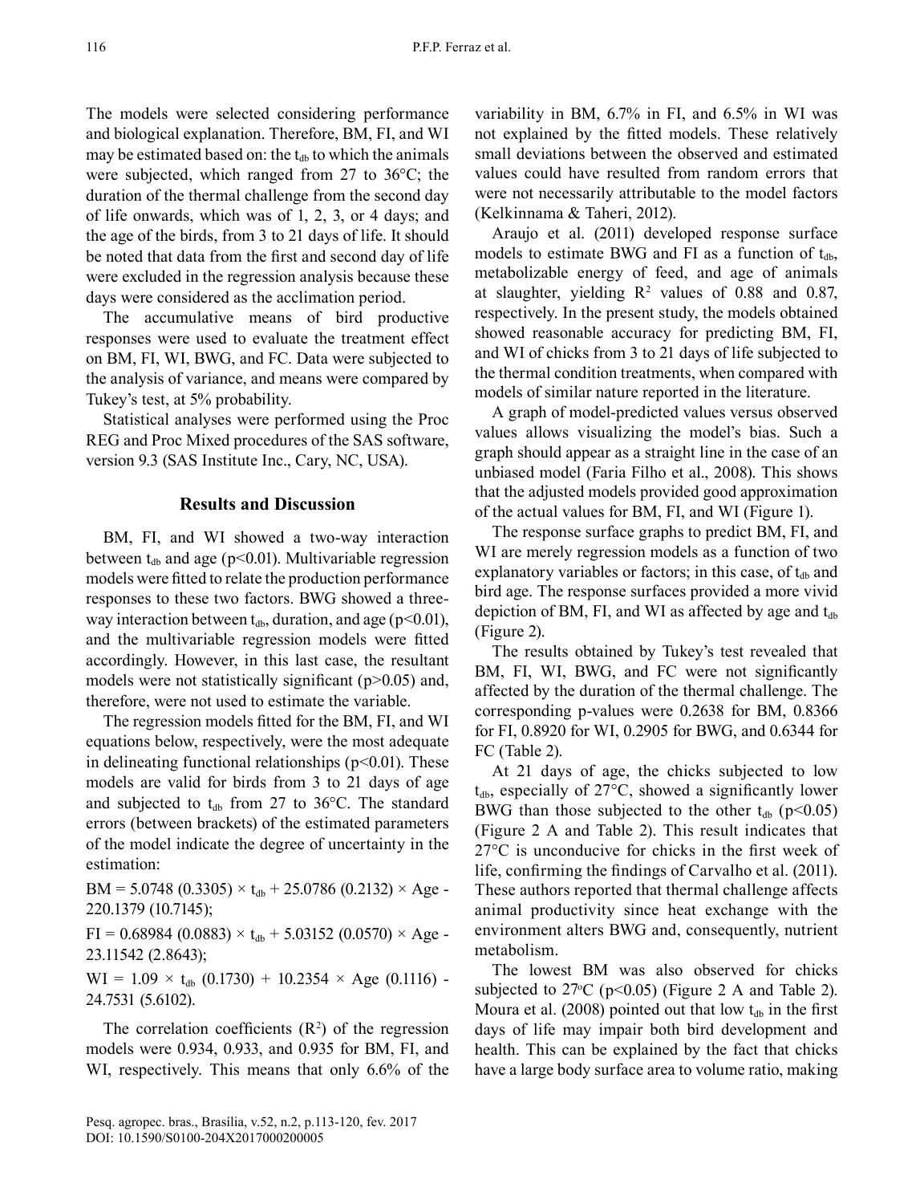The models were selected considering performance and biological explanation. Therefore, BM, FI, and WI may be estimated based on: the $t_{db}$ to which the animals were subjected, which ranged from 27 to 36°C; the duration of the thermal challenge from the second day of life onwards, which was of 1, 2, 3, or 4 days; and the age of the birds, from 3 to 21 days of life. It should be noted that data from the first and second day of life were excluded in the regression analysis because these days were considered as the acclimation period.

The accumulative means of bird productive responses were used to evaluate the treatment effect on BM, FI, WI, BWG, and FC. Data were subjected to the analysis of variance, and means were compared by Tukey's test, at 5% probability.

Statistical analyses were performed using the Proc REG and Proc Mixed procedures of the SAS software, version 9.3 (SAS Institute Inc., Cary, NC, USA).

## Results and Discussion

BM, FI, and WI showed a two-way interaction between $t_{db}$ and age ($p<0.01$). Multivariable regression models were fitted to relate the production performance responses to these two factors. BWG showed a three-way interaction between $t_{db}$, duration, and age ($p<0.01$), and the multivariable regression models were fitted accordingly. However, in this last case, the resultant models were not statistically significant ($p>0.05$) and, therefore, were not used to estimate the variable.

The regression models fitted for the BM, FI, and WI equations below, respectively, were the most adequate in delineating functional relationships ($p<0.01$). These models are valid for birds from 3 to 21 days of age and subjected to $t_{db}$ from 27 to 36°C. The standard errors (between brackets) of the estimated parameters of the model indicate the degree of uncertainty in the estimation:

$$BM = 5.0748\ (0.3305) \times t_{db} + 25.0786\ (0.2132) \times Age - 220.1379\ (10.7145);$$

$$FI = 0.68984\ (0.0883) \times t_{db} + 5.03152\ (0.0570) \times Age - 23.11542\ (2.8643);$$

$$WI = 1.09 \times t_{db}\ (0.1730) + 10.2354 \times Age\ (0.1116) - 24.7531\ (5.6102).$$

The correlation coefficients ($R^2$) of the regression models were 0.934, 0.933, and 0.935 for BM, FI, and WI, respectively. This means that only 6.6% of the variability in BM, 6.7% in FI, and 6.5% in WI was not explained by the fitted models. These relatively small deviations between the observed and estimated values could have resulted from random errors that were not necessarily attributable to the model factors (Kelkinnama & Taheri, 2012).

Araujo et al. (2011) developed response surface models to estimate BWG and FI as a function of $t_{db}$, metabolizable energy of feed, and age of animals at slaughter, yielding $R^2$ values of 0.88 and 0.87, respectively. In the present study, the models obtained showed reasonable accuracy for predicting BM, FI, and WI of chicks from 3 to 21 days of life subjected to the thermal condition treatments, when compared with models of similar nature reported in the literature.

A graph of model-predicted values versus observed values allows visualizing the model's bias. Such a graph should appear as a straight line in the case of an unbiased model (Faria Filho et al., 2008). This shows that the adjusted models provided good approximation of the actual values for BM, FI, and WI (Figure 1).

The response surface graphs to predict BM, FI, and WI are merely regression models as a function of two explanatory variables or factors; in this case, of $t_{db}$ and bird age. The response surfaces provided a more vivid depiction of BM, FI, and WI as affected by age and $t_{db}$ (Figure 2).

The results obtained by Tukey's test revealed that BM, FI, WI, BWG, and FC were not significantly affected by the duration of the thermal challenge. The corresponding p-values were 0.2638 for BM, 0.8366 for FI, 0.8920 for WI, 0.2905 for BWG, and 0.6344 for FC (Table 2).

At 21 days of age, the chicks subjected to low $t_{db}$, especially of 27°C, showed a significantly lower BWG than those subjected to the other $t_{db}$ ($p<0.05$) (Figure 2 A and Table 2). This result indicates that 27°C is unconducive for chicks in the first week of life, confirming the findings of Carvalho et al. (2011). These authors reported that thermal challenge affects animal productivity since heat exchange with the environment alters BWG and, consequently, nutrient metabolism.

The lowest BM was also observed for chicks subjected to 27°C ($p<0.05$) (Figure 2 A and Table 2). Moura et al. (2008) pointed out that low $t_{db}$ in the first days of life may impair both bird development and health. This can be explained by the fact that chicks have a large body surface area to volume ratio, making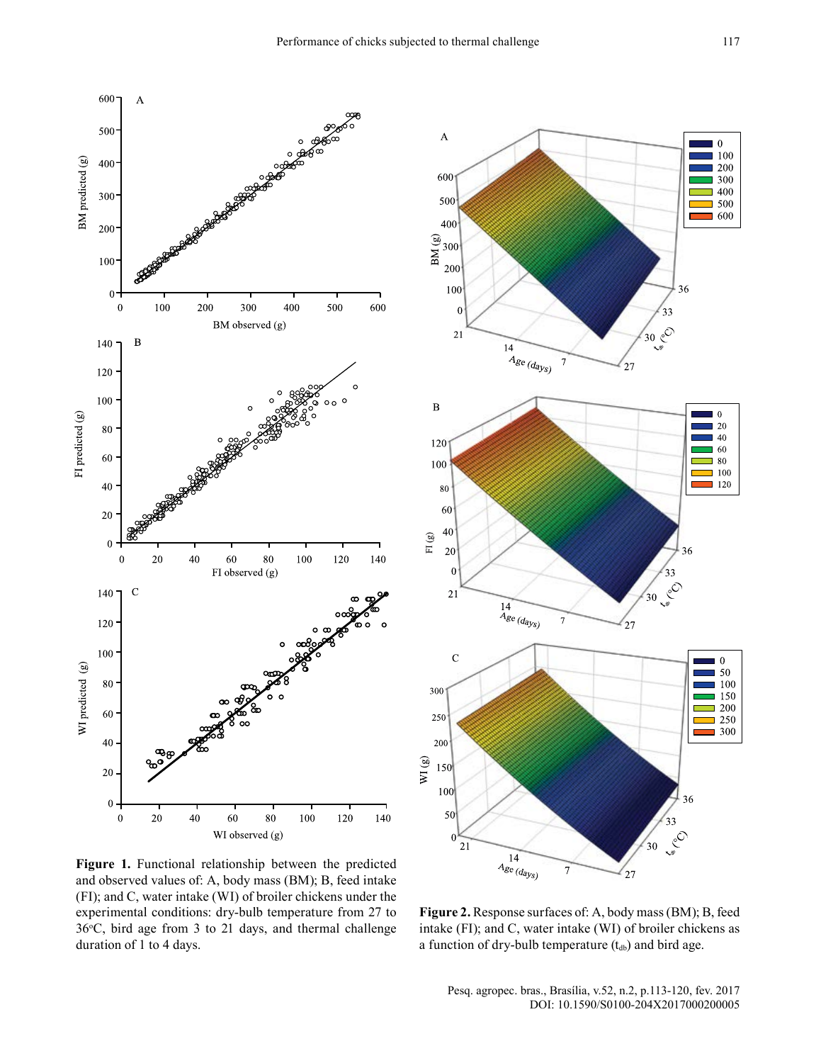**Figure 1.** Functional relationship between the predicted and observed values of: A, body mass (BM); B, feed intake (FI); and C, water intake (WI) of broiler chickens under the experimental conditions: dry-bulb temperature from 27 to 36°C, bird age from 3 to 21 days, and thermal challenge duration of 1 to 4 days.

**Figure 2.** Response surfaces of: A, body mass (BM); B, feed intake (FI); and C, water intake (WI) of broiler chickens as a function of dry-bulb temperature ($t_{db}$) and bird age.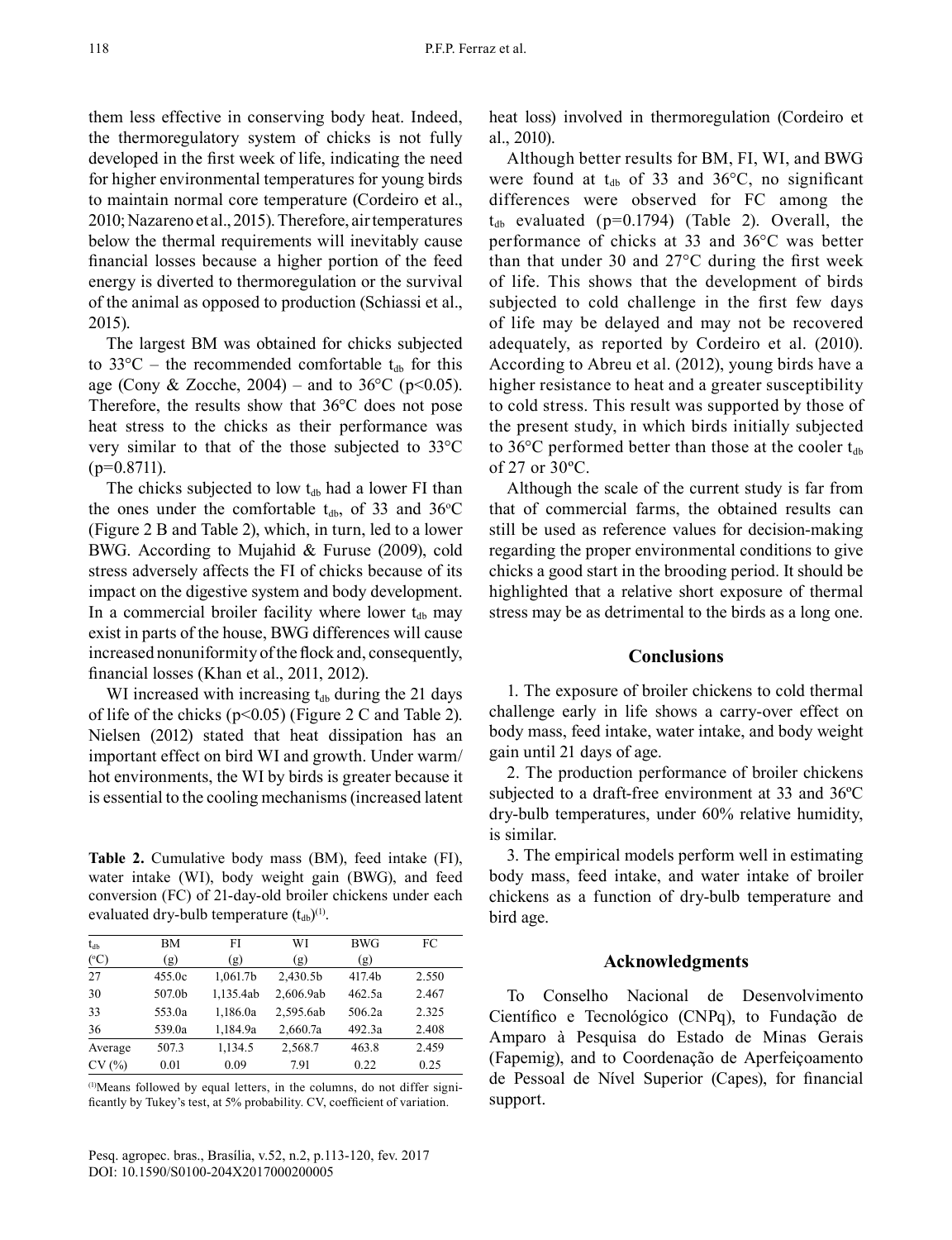them less effective in conserving body heat. Indeed, the thermoregulatory system of chicks is not fully developed in the first week of life, indicating the need for higher environmental temperatures for young birds to maintain normal core temperature (Cordeiro et al., 2010; Nazareno et al., 2015). Therefore, air temperatures below the thermal requirements will inevitably cause financial losses because a higher portion of the feed energy is diverted to thermoregulation or the survival of the animal as opposed to production (Schiassi et al., 2015).

The largest BM was obtained for chicks subjected to 33°C – the recommended comfortable $t_{db}$ for this age (Cony & Zocche, 2004) – and to 36°C ($p<0.05$). Therefore, the results show that 36°C does not pose heat stress to the chicks as their performance was very similar to that of the those subjected to 33°C ($p=0.8711$).

The chicks subjected to low $t_{db}$ had a lower FI than the ones under the comfortable $t_{db}$, of 33 and 36°C (Figure 2 B and Table 2), which, in turn, led to a lower BWG. According to Mujahid & Furuse (2009), cold stress adversely affects the FI of chicks because of its impact on the digestive system and body development. In a commercial broiler facility where lower $t_{db}$ may exist in parts of the house, BWG differences will cause increased nonuniformity of the flock and, consequently, financial losses (Khan et al., 2011, 2012).

WI increased with increasing $t_{db}$ during the 21 days of life of the chicks ($p<0.05$) (Figure 2 C and Table 2). Nielsen (2012) stated that heat dissipation has an important effect on bird WI and growth. Under warm/hot environments, the WI by birds is greater because it is essential to the cooling mechanisms (increased latent heat loss) involved in thermoregulation (Cordeiro et al., 2010).

**Table 2.** Cumulative body mass (BM), feed intake (FI), water intake (WI), body weight gain (BWG), and feed conversion (FC) of 21-day-old broiler chickens under each evaluated dry-bulb temperature ($t_{db}$)[1].

| $t_{db}$ (°C) | BM (g) | FI (g) | WI (g) | BWG (g) | FC |
|---|---|---|---|---|---|
| 27 | 455.0c | 1,061.7b | 2,430.5b | 417.4b | 2.550 |
| 30 | 507.0b | 1,135.4ab | 2,606.9ab | 462.5a | 2.467 |
| 33 | 553.0a | 1,186.0a | 2,595.6ab | 506.2a | 2.325 |
| 36 | 539.0a | 1,184.9a | 2,660.7a | 492.3a | 2.408 |
| Average | 507.3 | 1,134.5 | 2,568.7 | 463.8 | 2.459 |
| CV (%) | 0.01 | 0.09 | 7.91 | 0.22 | 0.25 |

[1]Means followed by equal letters, in the columns, do not differ significantly by Tukey's test, at 5% probability. CV, coefficient of variation.

Although better results for BM, FI, WI, and BWG were found at $t_{db}$ of 33 and 36°C, no significant differences were observed for FC among the $t_{db}$ evaluated ($p=0.1794$) (Table 2). Overall, the performance of chicks at 33 and 36°C was better than that under 30 and 27°C during the first week of life. This shows that the development of birds subjected to cold challenge in the first few days of life may be delayed and may not be recovered adequately, as reported by Cordeiro et al. (2010). According to Abreu et al. (2012), young birds have a higher resistance to heat and a greater susceptibility to cold stress. This result was supported by those of the present study, in which birds initially subjected to 36°C performed better than those at the cooler $t_{db}$ of 27 or 30ºC.

Although the scale of the current study is far from that of commercial farms, the obtained results can still be used as reference values for decision-making regarding the proper environmental conditions to give chicks a good start in the brooding period. It should be highlighted that a relative short exposure of thermal stress may be as detrimental to the birds as a long one.

## Conclusions

1. The exposure of broiler chickens to cold thermal challenge early in life shows a carry-over effect on body mass, feed intake, water intake, and body weight gain until 21 days of age.

2. The production performance of broiler chickens subjected to a draft-free environment at 33 and 36ºC dry-bulb temperatures, under 60% relative humidity, is similar.

3. The empirical models perform well in estimating body mass, feed intake, and water intake of broiler chickens as a function of dry-bulb temperature and bird age.

## Acknowledgments

To Conselho Nacional de Desenvolvimento Científico e Tecnológico (CNPq), to Fundação de Amparo à Pesquisa do Estado de Minas Gerais (Fapemig), and to Coordenação de Aperfeiçoamento de Pessoal de Nível Superior (Capes), for financial support.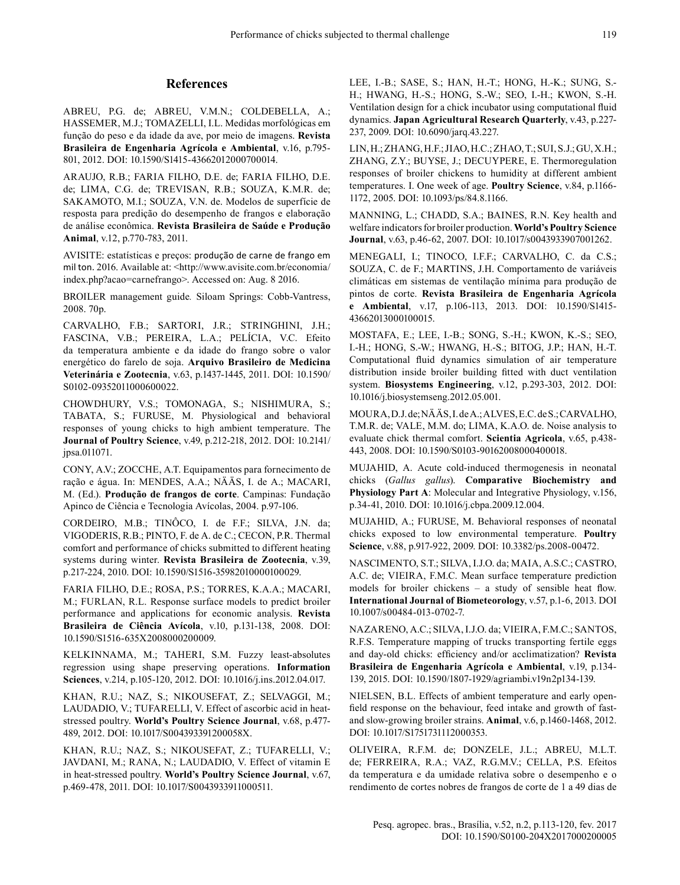## References

ABREU, P.G. de; ABREU, V.M.N.; COLDEBELLA, A.; HASSEMER, M.J.; TOMAZELLI, I.L. Medidas morfológicas em função do peso e da idade da ave, por meio de imagens. **Revista Brasileira de Engenharia Agrícola e Ambiental**, v.16, p.795-801, 2012. DOI: 10.1590/S1415-43662012000700014.

ARAUJO, R.B.; FARIA FILHO, D.E. de; FARIA FILHO, D.E. de; LIMA, C.G. de; TREVISAN, R.B.; SOUZA, K.M.R. de; SAKAMOTO, M.I.; SOUZA, V.N. de. Modelos de superfície de resposta para predição do desempenho de frangos e elaboração de análise econômica. **Revista Brasileira de Saúde e Produção Animal**, v.12, p.770-783, 2011.

AVISITE: estatísticas e preços: produção de carne de frango em mil ton. 2016. Available at: <http://www.avisite.com.br/economia/index.php?acao=carnefrango>. Accessed on: Aug. 8 2016.

BROILER management guide*.* Siloam Springs: Cobb-Vantress, 2008. 70p.

CARVALHO, F.B.; SARTORI, J.R.; STRINGHINI, J.H.; FASCINA, V.B.; PEREIRA, L.A.; PELÍCIA, V.C. Efeito da temperatura ambiente e da idade do frango sobre o valor energético do farelo de soja. **Arquivo Brasileiro de Medicina Veterinária e Zootecnia**, v.63, p.1437-1445, 2011. DOI: 10.1590/S0102-09352011000600022.

CHOWDHURY, V.S.; TOMONAGA, S.; NISHIMURA, S.; TABATA, S.; FURUSE, M. Physiological and behavioral responses of young chicks to high ambient temperature. The **Journal of Poultry Science**, v.49, p.212-218, 2012. DOI: 10.2141/jpsa.011071.

CONY, A.V.; ZOCCHE, A.T. Equipamentos para fornecimento de ração e água. In: MENDES, A.A.; NÄÄS, I. de A.; MACARI, M. (Ed.). **Produção de frangos de corte**. Campinas: Fundação Apinco de Ciência e Tecnologia Avícolas, 2004. p.97-106.

CORDEIRO, M.B.; TINÔCO, I. de F.F.; SILVA, J.N. da; VIGODERIS, R.B.; PINTO, F. de A. de C.; CECON, P.R. Thermal comfort and performance of chicks submitted to different heating systems during winter. **Revista Brasileira de Zootecnia**, v.39, p.217-224, 2010. DOI: 10.1590/S1516-35982010000100029.

FARIA FILHO, D.E.; ROSA, P.S.; TORRES, K.A.A.; MACARI, M.; FURLAN, R.L. Response surface models to predict broiler performance and applications for economic analysis. **Revista Brasileira de Ciência Avícola**, v.10, p.131-138, 2008. DOI: 10.1590/S1516-635X2008000200009.

KELKINNAMA, M.; TAHERI, S.M. Fuzzy least-absolutes regression using shape preserving operations. **Information Sciences**, v.214, p.105-120, 2012. DOI: 10.1016/j.ins.2012.04.017.

KHAN, R.U.; NAZ, S.; NIKOUSEFAT, Z.; SELVAGGI, M.; LAUDADIO, V.; TUFARELLI, V. Effect of ascorbic acid in heat-stressed poultry. **World's Poultry Science Journal**, v.68, p.477-489, 2012. DOI: 10.1017/S004393391200058X.

KHAN, R.U.; NAZ, S.; NIKOUSEFAT, Z.; TUFARELLI, V.; JAVDANI, M.; RANA, N.; LAUDADIO, V. Effect of vitamin E in heat-stressed poultry. **World's Poultry Science Journal**, v.67, p.469-478, 2011. DOI: 10.1017/S0043933911000511.

LEE, I.-B.; SASE, S.; HAN, H.-T.; HONG, H.-K.; SUNG, S.-H.; HWANG, H.-S.; HONG, S.-W.; SEO, I.-H.; KWON, S.-H. Ventilation design for a chick incubator using computational fluid dynamics. **Japan Agricultural Research Quarterly**, v.43, p.227-237, 2009. DOI: 10.6090/jarq.43.227.

LIN, H.; ZHANG, H.F.; JIAO, H.C.; ZHAO, T.; SUI, S.J.; GU, X.H.; ZHANG, Z.Y.; BUYSE, J.; DECUYPERE, E. Thermoregulation responses of broiler chickens to humidity at different ambient temperatures. I. One week of age. **Poultry Science**, v.84, p.1166-1172, 2005. DOI: 10.1093/ps/84.8.1166.

MANNING, L.; CHADD, S.A.; BAINES, R.N. Key health and welfare indicators for broiler production. **World's Poultry Science Journal**, v.63, p.46-62, 2007. DOI: 10.1017/s0043933907001262.

MENEGALI, I.; TINOCO, I.F.F.; CARVALHO, C. da C.S.; SOUZA, C. de F.; MARTINS, J.H. Comportamento de variáveis climáticas em sistemas de ventilação mínima para produção de pintos de corte. **Revista Brasileira de Engenharia Agrícola e Ambiental**, v.17, p.106-113, 2013. DOI: 10.1590/S1415-43662013000100015.

MOSTAFA, E.; LEE, I.-B.; SONG, S.-H.; KWON, K.-S.; SEO, I.-H.; HONG, S.-W.; HWANG, H.-S.; BITOG, J.P.; HAN, H.-T. Computational fluid dynamics simulation of air temperature distribution inside broiler building fitted with duct ventilation system. **Biosystems Engineering**, v.12, p.293-303, 2012. DOI: 10.1016/j.biosystemseng.2012.05.001.

MOURA, D.J. de; NÄÄS, I. de A.; ALVES, E.C. de S.; CARVALHO, T.M.R. de; VALE, M.M. do; LIMA, K.A.O. de. Noise analysis to evaluate chick thermal comfort. **Scientia Agricola**, v.65, p.438-443, 2008. DOI: 10.1590/S0103-90162008000400018.

MUJAHID, A. Acute cold-induced thermogenesis in neonatal chicks (*Gallus gallus*). **Comparative Biochemistry and Physiology Part A**: Molecular and Integrative Physiology, v.156, p.34-41, 2010. DOI: 10.1016/j.cbpa.2009.12.004.

MUJAHID, A.; FURUSE, M. Behavioral responses of neonatal chicks exposed to low environmental temperature. **Poultry Science**, v.88, p.917-922, 2009. DOI: 10.3382/ps.2008-00472.

NASCIMENTO, S.T.; SILVA, I.J.O. da; MAIA, A.S.C.; CASTRO, A.C. de; VIEIRA, F.M.C. Mean surface temperature prediction models for broiler chickens – a study of sensible heat flow. **International Journal of Biometeorology**, v.57, p.1-6, 2013. DOI 10.1007/s00484-013-0702-7.

NAZARENO, A.C.; SILVA, I.J.O. da; VIEIRA, F.M.C.; SANTOS, R.F.S. Temperature mapping of trucks transporting fertile eggs and day-old chicks: efficiency and/or acclimatization? **Revista Brasileira de Engenharia Agrícola e Ambiental**, v.19, p.134-139, 2015. DOI: 10.1590/1807-1929/agriambi.v19n2p134-139.

NIELSEN, B.L. Effects of ambient temperature and early open-field response on the behaviour, feed intake and growth of fast- and slow-growing broiler strains. **Animal**, v.6, p.1460-1468, 2012. DOI: 10.1017/S1751731112000353.

OLIVEIRA, R.F.M. de; DONZELE, J.L.; ABREU, M.L.T. de; FERREIRA, R.A.; VAZ, R.G.M.V.; CELLA, P.S. Efeitos da temperatura e da umidade relativa sobre o desempenho e o rendimento de cortes nobres de frangos de corte de 1 a 49 dias de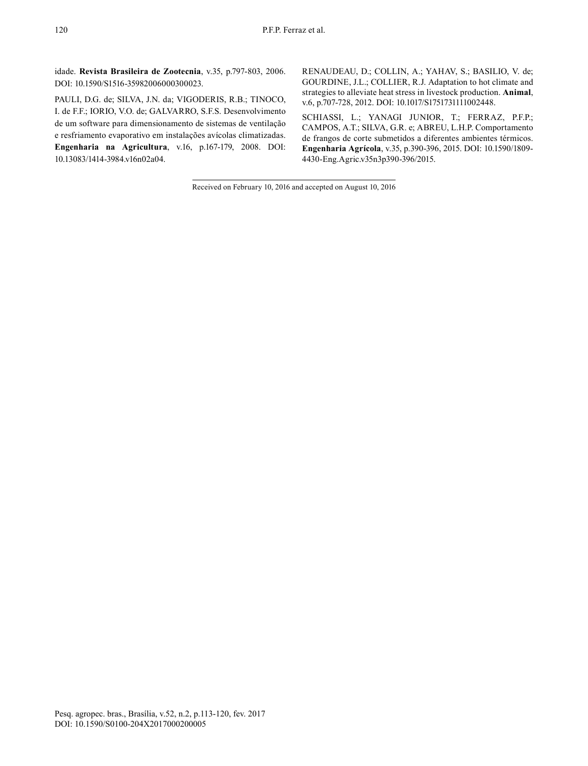idade. **Revista Brasileira de Zootecnia**, v.35, p.797-803, 2006. DOI: 10.1590/S1516-35982006000300023.

PAULI, D.G. de; SILVA, J.N. da; VIGODERIS, R.B.; TINOCO, I. de F.F.; IORIO, V.O. de; GALVARRO, S.F.S. Desenvolvimento de um software para dimensionamento de sistemas de ventilação e resfriamento evaporativo em instalações avícolas climatizadas. **Engenharia na Agricultura**, v.16, p.167-179, 2008. DOI: 10.13083/1414-3984.v16n02a04.

RENAUDEAU, D.; COLLIN, A.; YAHAV, S.; BASILIO, V. de; GOURDINE, J.L.; COLLIER, R.J. Adaptation to hot climate and strategies to alleviate heat stress in livestock production. **Animal**, v.6, p.707-728, 2012. DOI: 10.1017/S1751731111002448.

SCHIASSI, L.; YANAGI JUNIOR, T.; FERRAZ, P.F.P.; CAMPOS, A.T.; SILVA, G.R. e; ABREU, L.H.P. Comportamento de frangos de corte submetidos a diferentes ambientes térmicos. **Engenharia Agrícola**, v.35, p.390-396, 2015. DOI: 10.1590/1809-4430-Eng.Agric.v35n3p390-396/2015.

---

Received on February 10, 2016 and accepted on August 10, 2016